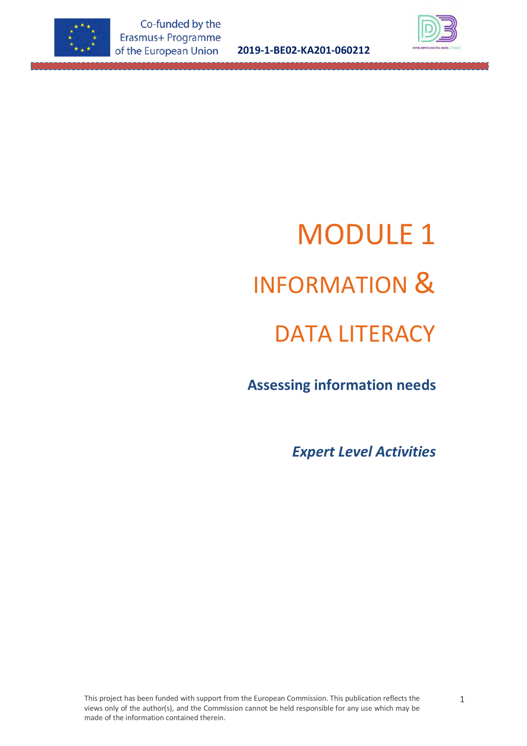# MODULE 1

# INFORMATION &

# DATA LITERACY

## Assessing information needs

### *Expert Level Activities*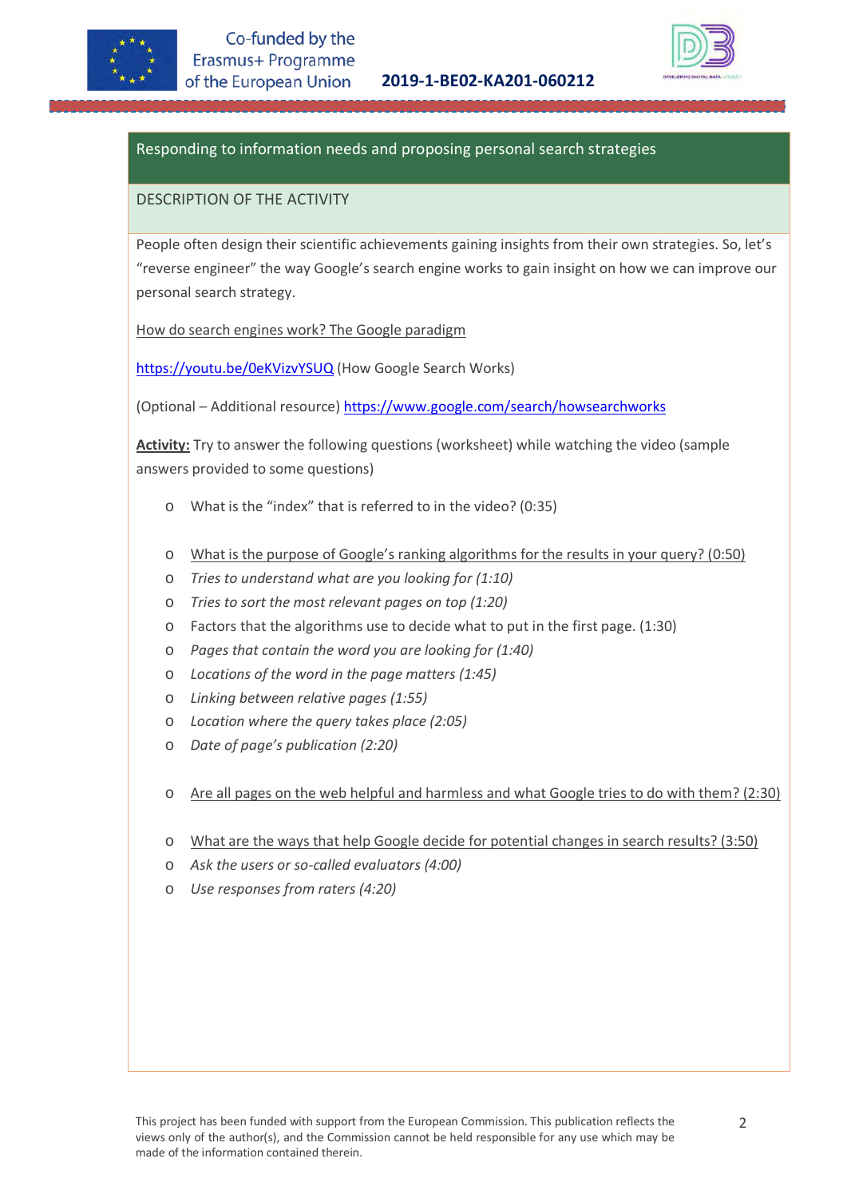## Responding to information needs and proposing personal search strategies

### DESCRIPTION OF THE ACTIVITY

People often design their scientific achievements gaining insights from their own strategies. So, let's "reverse engineer" the way Google's search engine works to gain insight on how we can improve our personal search strategy.

How do search engines work? The Google paradigm

https://youtu.be/0eKVizvYSUQ (How Google Search Works)

(Optional – Additional resource) https://www.google.com/search/howsearchworks

**Activity:** Try to answer the following questions (worksheet) while watching the video (sample answers provided to some questions)

- What is the "index" that is referred to in the video? (0:35)

- What is the purpose of Google's ranking algorithms for the results in your query? (0:50)
- *Tries to understand what are you looking for (1:10)*
- *Tries to sort the most relevant pages on top (1:20)*
- Factors that the algorithms use to decide what to put in the first page. (1:30)
- *Pages that contain the word you are looking for (1:40)*
- *Locations of the word in the page matters (1:45)*
- *Linking between relative pages (1:55)*
- *Location where the query takes place (2:05)*
- *Date of page's publication (2:20)*

- Are all pages on the web helpful and harmless and what Google tries to do with them? (2:30)

- What are the ways that help Google decide for potential changes in search results? (3:50)
- *Ask the users or so-called evaluators (4:00)*
- *Use responses from raters (4:20)*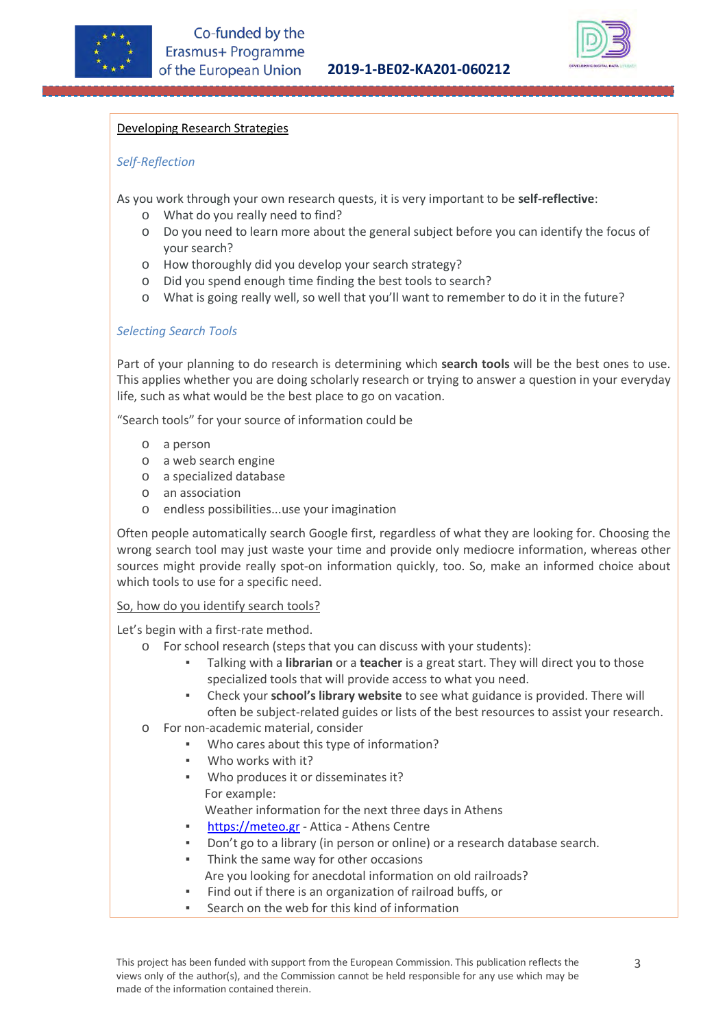Developing Research Strategies

*Self-Reflection*

As you work through your own research quests, it is very important to be **self-reflective**:

- What do you really need to find?
- Do you need to learn more about the general subject before you can identify the focus of your search?
- How thoroughly did you develop your search strategy?
- Did you spend enough time finding the best tools to search?
- What is going really well, so well that you'll want to remember to do it in the future?

*Selecting Search Tools*

Part of your planning to do research is determining which **search tools** will be the best ones to use. This applies whether you are doing scholarly research or trying to answer a question in your everyday life, such as what would be the best place to go on vacation.

"Search tools" for your source of information could be

- a person
- a web search engine
- a specialized database
- an association
- endless possibilities...use your imagination

Often people automatically search Google first, regardless of what they are looking for. Choosing the wrong search tool may just waste your time and provide only mediocre information, whereas other sources might provide really spot-on information quickly, too. So, make an informed choice about which tools to use for a specific need.

So, how do you identify search tools?

Let's begin with a first-rate method.

- For school research (steps that you can discuss with your students):
  - Talking with a **librarian** or a **teacher** is a great start. They will direct you to those specialized tools that will provide access to what you need.
  - Check your **school's library website** to see what guidance is provided. There will often be subject-related guides or lists of the best resources to assist your research.
- For non-academic material, consider
  - Who cares about this type of information?
  - Who works with it?
  - Who produces it or disseminates it?

    For example:

    Weather information for the next three days in Athens
  - https://meteo.gr - Attica - Athens Centre
  - Don't go to a library (in person or online) or a research database search.
  - Think the same way for other occasions

    Are you looking for anecdotal information on old railroads?
  - Find out if there is an organization of railroad buffs, or
  - Search on the web for this kind of information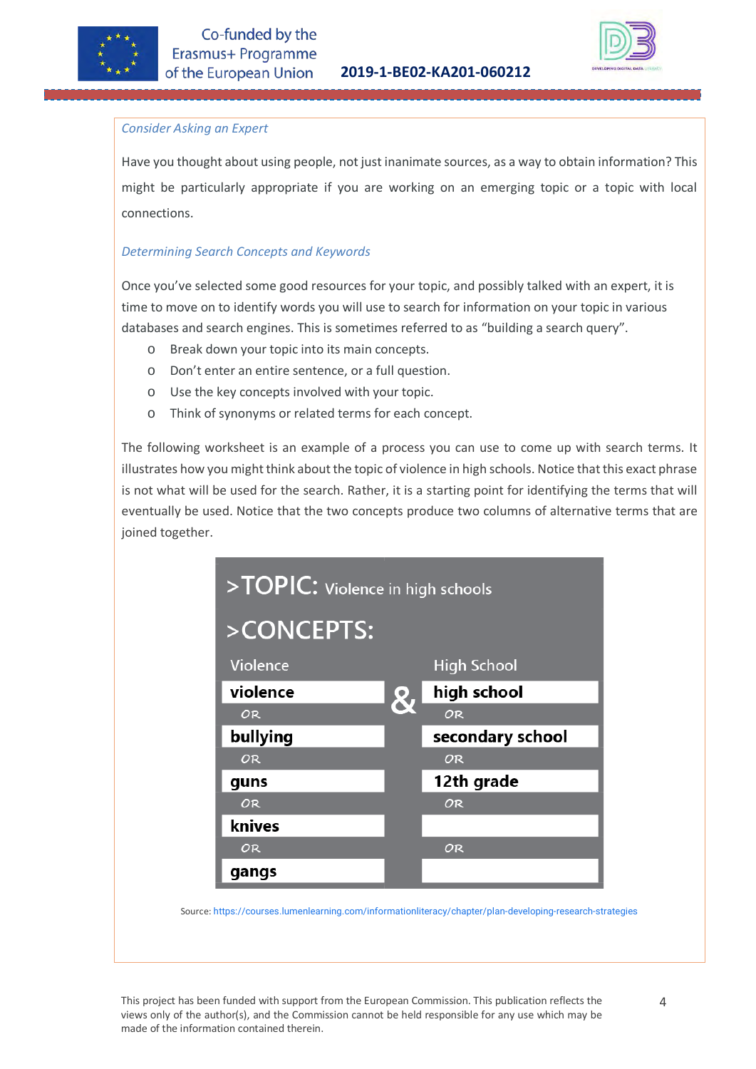### *Consider Asking an Expert*

Have you thought about using people, not just inanimate sources, as a way to obtain information? This might be particularly appropriate if you are working on an emerging topic or a topic with local connections.

### *Determining Search Concepts and Keywords*

Once you've selected some good resources for your topic, and possibly talked with an expert, it is time to move on to identify words you will use to search for information on your topic in various databases and search engines. This is sometimes referred to as "building a search query".

- Break down your topic into its main concepts.
- Don't enter an entire sentence, or a full question.
- Use the key concepts involved with your topic.
- Think of synonyms or related terms for each concept.

The following worksheet is an example of a process you can use to come up with search terms. It illustrates how you might think about the topic of violence in high schools. Notice that this exact phrase is not what will be used for the search. Rather, it is a starting point for identifying the terms that will eventually be used. Notice that the two concepts produce two columns of alternative terms that are joined together.

**>TOPIC:** Violence in high schools

**>CONCEPTS:**

| Violence | | High School |
|---|---|---|
| **violence** | & | **high school** |
| OR | | OR |
| **bullying** | | **secondary school** |
| OR | | OR |
| **guns** | | **12th grade** |
| OR | | OR |
| **knives** | | |
| OR | | OR |
| **gangs** | | |

Source: https://courses.lumenlearning.com/informationliteracy/chapter/plan-developing-research-strategies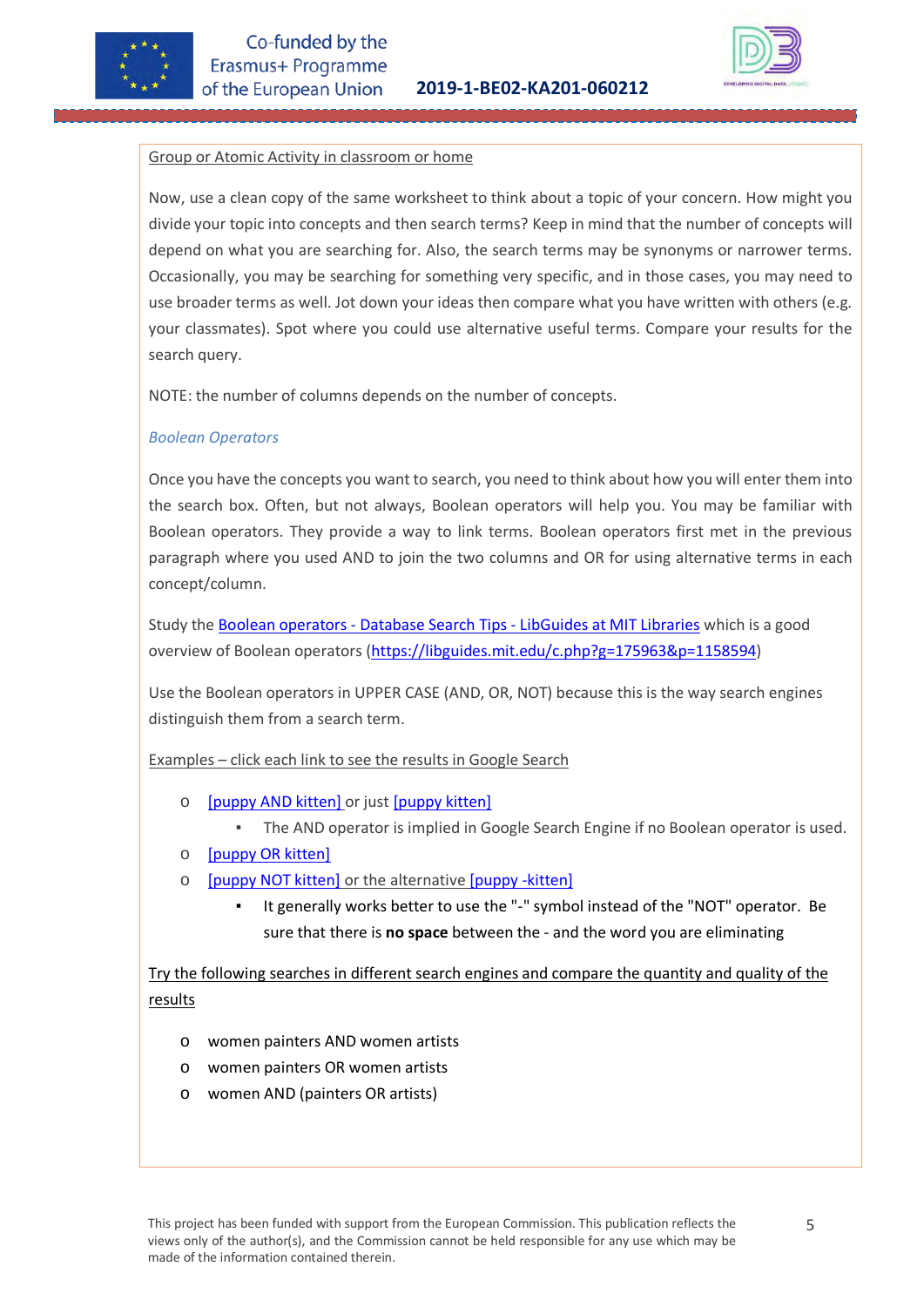Group or Atomic Activity in classroom or home

Now, use a clean copy of the same worksheet to think about a topic of your concern. How might you divide your topic into concepts and then search terms? Keep in mind that the number of concepts will depend on what you are searching for. Also, the search terms may be synonyms or narrower terms. Occasionally, you may be searching for something very specific, and in those cases, you may need to use broader terms as well. Jot down your ideas then compare what you have written with others (e.g. your classmates). Spot where you could use alternative useful terms. Compare your results for the search query.

NOTE: the number of columns depends on the number of concepts.

### *Boolean Operators*

Once you have the concepts you want to search, you need to think about how you will enter them into the search box. Often, but not always, Boolean operators will help you. You may be familiar with Boolean operators. They provide a way to link terms. Boolean operators first met in the previous paragraph where you used AND to join the two columns and OR for using alternative terms in each concept/column.

Study the [Boolean operators - Database Search Tips - LibGuides at MIT Libraries](https://libguides.mit.edu/c.php?g=175963&p=1158594) which is a good overview of Boolean operators (https://libguides.mit.edu/c.php?g=175963&p=1158594)

Use the Boolean operators in UPPER CASE (AND, OR, NOT) because this is the way search engines distinguish them from a search term.

Examples – click each link to see the results in Google Search

- [puppy AND kitten] or just [puppy kitten]
  - The AND operator is implied in Google Search Engine if no Boolean operator is used.
- [puppy OR kitten]
- [puppy NOT kitten] or the alternative [puppy -kitten]
  - It generally works better to use the "-" symbol instead of the "NOT" operator. Be sure that there is **no space** between the - and the word you are eliminating

Try the following searches in different search engines and compare the quantity and quality of the results

- women painters AND women artists
- women painters OR women artists
- women AND (painters OR artists)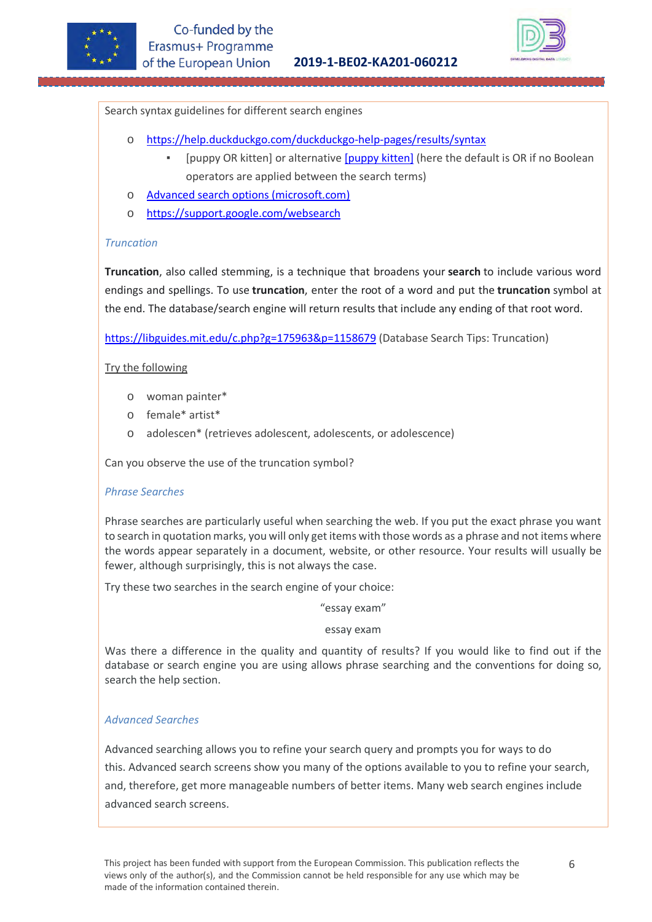Search syntax guidelines for different search engines

- https://help.duckduckgo.com/duckduckgo-help-pages/results/syntax
  - [puppy OR kitten] or alternative [puppy kitten] (here the default is OR if no Boolean operators are applied between the search terms)
- Advanced search options (microsoft.com)
- https://support.google.com/websearch

*Truncation*

**Truncation**, also called stemming, is a technique that broadens your **search** to include various word endings and spellings. To use **truncation**, enter the root of a word and put the **truncation** symbol at the end. The database/search engine will return results that include any ending of that root word.

https://libguides.mit.edu/c.php?g=175963&p=1158679 (Database Search Tips: Truncation)

Try the following

- woman painter*
- female* artist*
- adolescen* (retrieves adolescent, adolescents, or adolescence)

Can you observe the use of the truncation symbol?

*Phrase Searches*

Phrase searches are particularly useful when searching the web. If you put the exact phrase you want to search in quotation marks, you will only get items with those words as a phrase and not items where the words appear separately in a document, website, or other resource. Your results will usually be fewer, although surprisingly, this is not always the case.

Try these two searches in the search engine of your choice:

"essay exam"

essay exam

Was there a difference in the quality and quantity of results? If you would like to find out if the database or search engine you are using allows phrase searching and the conventions for doing so, search the help section.

*Advanced Searches*

Advanced searching allows you to refine your search query and prompts you for ways to do this. Advanced search screens show you many of the options available to you to refine your search, and, therefore, get more manageable numbers of better items. Many web search engines include advanced search screens.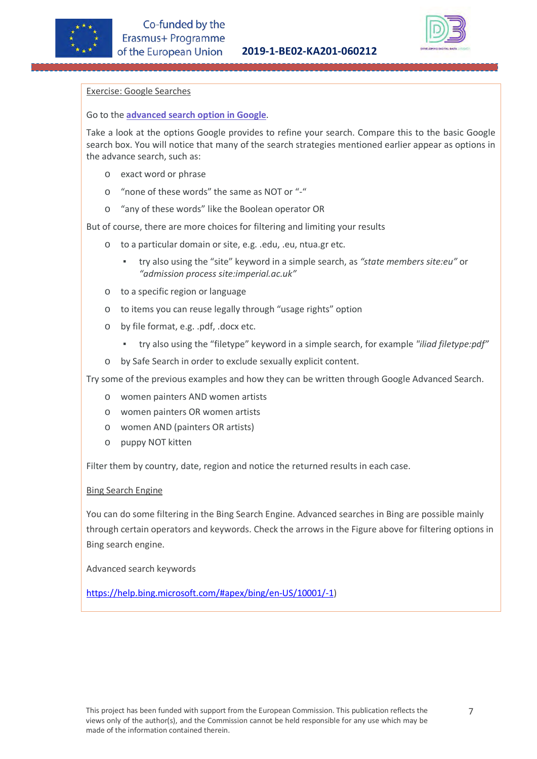Exercise: Google Searches

Go to the **advanced search option in Google**.

Take a look at the options Google provides to refine your search. Compare this to the basic Google search box. You will notice that many of the search strategies mentioned earlier appear as options in the advance search, such as:

- exact word or phrase
- "none of these words" the same as NOT or "-"
- "any of these words" like the Boolean operator OR

But of course, there are more choices for filtering and limiting your results

- to a particular domain or site, e.g. .edu, .eu, ntua.gr etc.
    - try also using the "site" keyword in a simple search, as *"state members site:eu"* or *"admission process site:imperial.ac.uk"*
- to a specific region or language
- to items you can reuse legally through "usage rights" option
- by file format, e.g. .pdf, .docx etc.
    - try also using the "filetype" keyword in a simple search, for example *"iliad filetype:pdf"*
- by Safe Search in order to exclude sexually explicit content.

Try some of the previous examples and how they can be written through Google Advanced Search.

- women painters AND women artists
- women painters OR women artists
- women AND (painters OR artists)
- puppy NOT kitten

Filter them by country, date, region and notice the returned results in each case.

Bing Search Engine

You can do some filtering in the Bing Search Engine. Advanced searches in Bing are possible mainly through certain operators and keywords. Check the arrows in the Figure above for filtering options in Bing search engine.

Advanced search keywords

https://help.bing.microsoft.com/#apex/bing/en-US/10001/-1)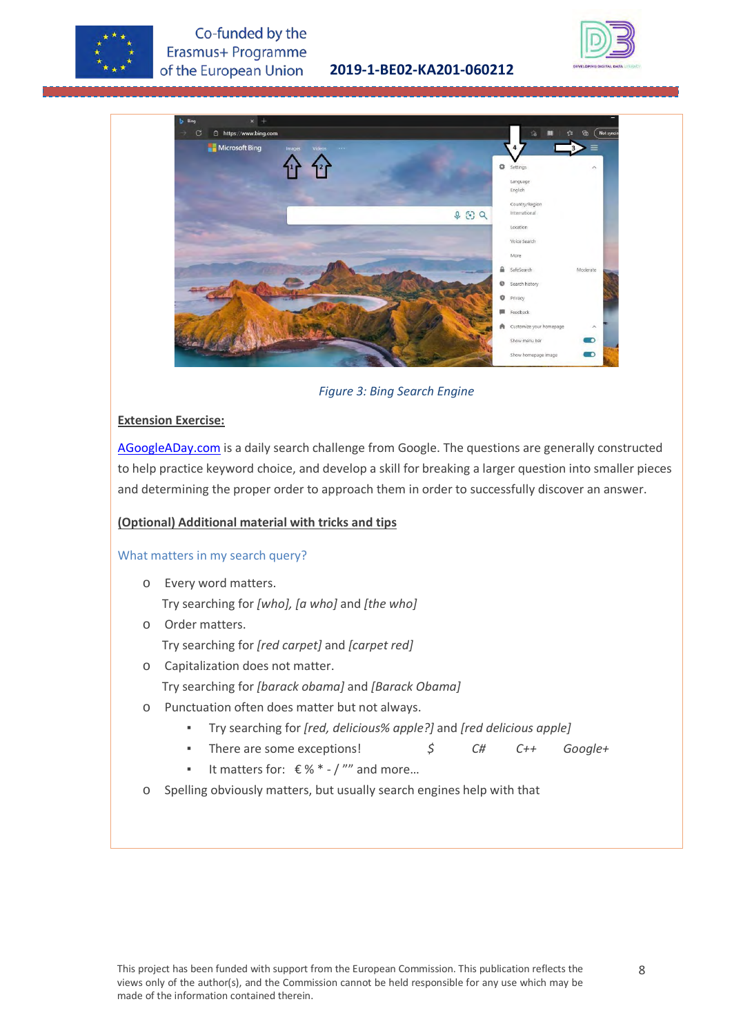Figure 3: Bing Search Engine

**Extension Exercise:**

AGoogleADay.com is a daily search challenge from Google. The questions are generally constructed to help practice keyword choice, and develop a skill for breaking a larger question into smaller pieces and determining the proper order to approach them in order to successfully discover an answer.

**(Optional) Additional material with tricks and tips**

### What matters in my search query?

- Every word matters.
  Try searching for *[who]*, *[a who]* and *[the who]*
- Order matters.
  Try searching for *[red carpet]* and *[carpet red]*
- Capitalization does not matter.
  Try searching for *[barack obama]* and *[Barack Obama]*
- Punctuation often does matter but not always.
  - Try searching for *[red, delicious% apple?]* and *[red delicious apple]*
  - There are some exceptions! *$* *C#* *C++* *Google+*
  - It matters for: € % * - / ”” and more…
- Spelling obviously matters, but usually search engines help with that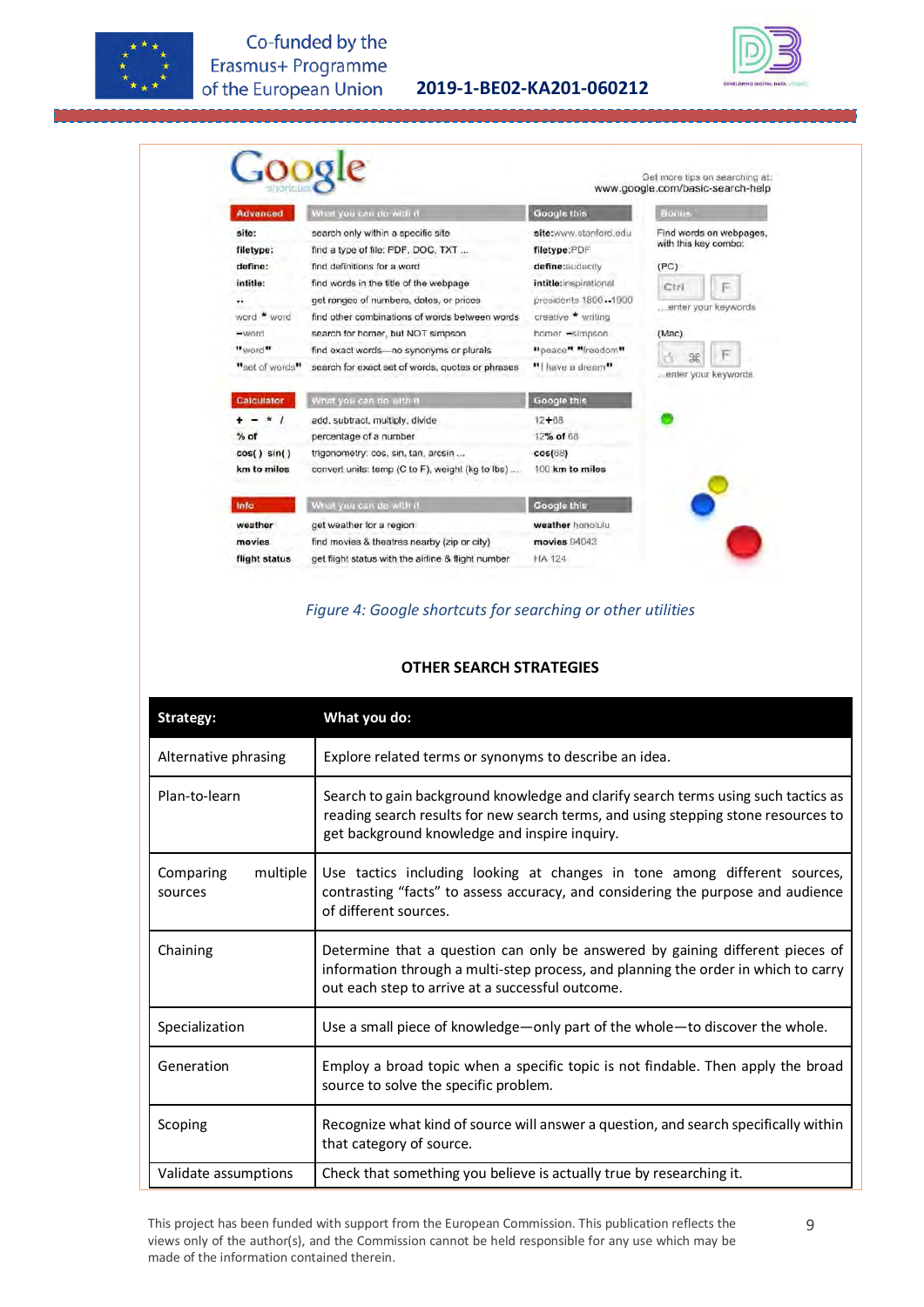**Google shortcuts**

Get more tips on searching at: www.google.com/basic-search-help

| Advanced | What you can do with it | Google this |
|---|---|---|
| site: | search only within a specific site | site:www.stanford.edu |
| filetype: | find a type of file: PDF, DOC, TXT ... | filetype:PDF |
| define: | find definitions for a word | define:audacity |
| intitle: | find words in the title of the webpage | intitle:inspirational |
| .. | get ranges of numbers, dates, or prices | presidents 1800..1900 |
| word * word | find other combinations of words between words | creative * writing |
| -word | search for homer, but NOT simpson | homer -simpson |
| "word" | find exact words—no synonyms or plurals | "peace" "freedom" |
| "set of words" | search for exact set of words, quotes or phrases | "I have a dream" |

**Bonus:** Find words on webpages, with this key combo:
(PC) Ctrl F ...enter your keywords
(Mac) ⌘ F ...enter your keywords

| Calculator | What you can do with it | Google this |
|---|---|---|
| + - * / | add, subtract, multiply, divide | 12+68 |
| % of | percentage of a number | 12% of 68 |
| cos( ) sin( ) | trigonometry: cos, sin, tan, arcsin ... | cos(68) |
| km to miles | convert units: temp (C to F), weight (kg to lbs) ... | 100 km to miles |

| Info | What you can do with it | Google this |
|---|---|---|
| weather | get weather for a region | weather honolulu |
| movies | find movies & theatres nearby (zip or city) | movies 94043 |
| flight status | get flight status with the airline & flight number | HA 124 |

*Figure 4: Google shortcuts for searching or other utilities*

**OTHER SEARCH STRATEGIES**

| Strategy: | What you do: |
|---|---|
| Alternative phrasing | Explore related terms or synonyms to describe an idea. |
| Plan-to-learn | Search to gain background knowledge and clarify search terms using such tactics as reading search results for new search terms, and using stepping stone resources to get background knowledge and inspire inquiry. |
| Comparing multiple sources | Use tactics including looking at changes in tone among different sources, contrasting "facts" to assess accuracy, and considering the purpose and audience of different sources. |
| Chaining | Determine that a question can only be answered by gaining different pieces of information through a multi-step process, and planning the order in which to carry out each step to arrive at a successful outcome. |
| Specialization | Use a small piece of knowledge—only part of the whole—to discover the whole. |
| Generation | Employ a broad topic when a specific topic is not findable. Then apply the broad source to solve the specific problem. |
| Scoping | Recognize what kind of source will answer a question, and search specifically within that category of source. |
| Validate assumptions | Check that something you believe is actually true by researching it. |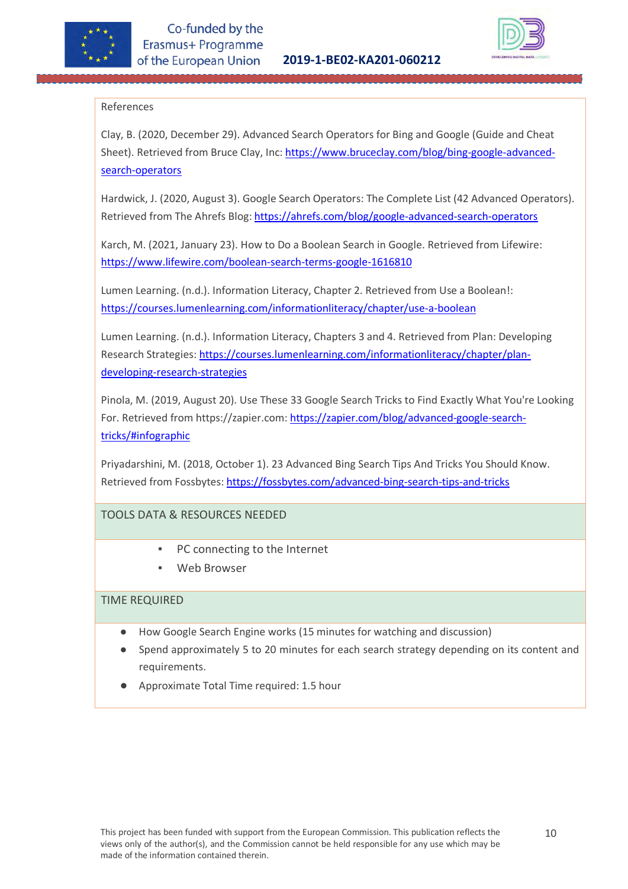References

Clay, B. (2020, December 29). Advanced Search Operators for Bing and Google (Guide and Cheat Sheet). Retrieved from Bruce Clay, Inc: https://www.bruceclay.com/blog/bing-google-advanced-search-operators

Hardwick, J. (2020, August 3). Google Search Operators: The Complete List (42 Advanced Operators). Retrieved from The Ahrefs Blog: https://ahrefs.com/blog/google-advanced-search-operators

Karch, M. (2021, January 23). How to Do a Boolean Search in Google. Retrieved from Lifewire: https://www.lifewire.com/boolean-search-terms-google-1616810

Lumen Learning. (n.d.). Information Literacy, Chapter 2. Retrieved from Use a Boolean!: https://courses.lumenlearning.com/informationliteracy/chapter/use-a-boolean

Lumen Learning. (n.d.). Information Literacy, Chapters 3 and 4. Retrieved from Plan: Developing Research Strategies: https://courses.lumenlearning.com/informationliteracy/chapter/plan-developing-research-strategies

Pinola, M. (2019, August 20). Use These 33 Google Search Tricks to Find Exactly What You're Looking For. Retrieved from https://zapier.com: https://zapier.com/blog/advanced-google-search-tricks/#infographic

Priyadarshini, M. (2018, October 1). 23 Advanced Bing Search Tips And Tricks You Should Know. Retrieved from Fossbytes: https://fossbytes.com/advanced-bing-search-tips-and-tricks

## TOOLS DATA & RESOURCES NEEDED

- PC connecting to the Internet
- Web Browser

## TIME REQUIRED

- How Google Search Engine works (15 minutes for watching and discussion)
- Spend approximately 5 to 20 minutes for each search strategy depending on its content and requirements.
- Approximate Total Time required: 1.5 hour